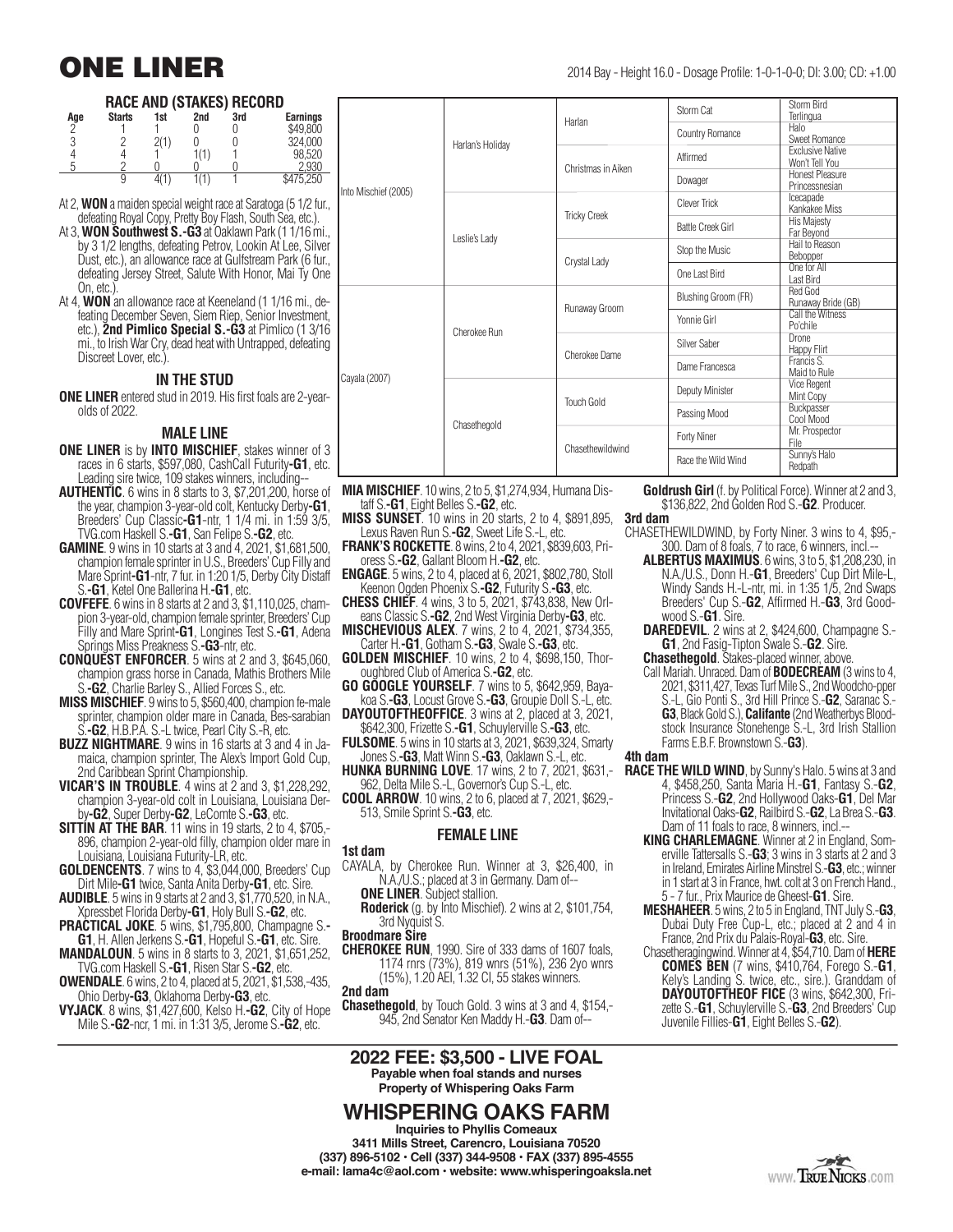# ONE LINER

2014 Bay - Height 16.0 - Dosage Profile: 1-0-1-0-0; DI: 3.00; CD: +1.00

## RACE AND (STAKES) RECORD

| Age | Starts | 1st | 2nd | 3rd | Earnings |
|---|---|---|---|---|---|
| 2 | 1 | 1 | 0 | 0 | $49,800 |
| 3 | 2 | 2(1) | 0 | 0 | 324,000 |
| 4 | 4 | 1 | 1(1) | 1 | 98,520 |
| 5 | 2 | 0 | 0 | 0 | 2,930 |
| | 9 | 4(1) | 1(1) | 1 | $475,250 |

At 2, **WON** a maiden special weight race at Saratoga (5 1/2 fur., defeating Royal Copy, Pretty Boy Flash, South Sea, etc.).

At 3, **WON Southwest S.-G3** at Oaklawn Park (1 1/16 mi., by 3 1/2 lengths, defeating Petrov, Lookin At Lee, Silver Dust, etc.), an allowance race at Gulfstream Park (6 fur., defeating Jersey Street, Salute With Honor, Mai Ty One On, etc.).

At 4, **WON** an allowance race at Keeneland (1 1/16 mi., defeating December Seven, Siem Riep, Senior Investment, etc.), **2nd Pimlico Special S.-G3** at Pimlico (1 3/16 mi., to Irish War Cry, dead heat with Untrapped, defeating Discreet Lover, etc.).

| | | | | |
|---|---|---|---|---|
| Into Mischief (2005) | Harlan's Holiday | Harlan | Storm Cat | Storm Bird / Terlingua |
| | | | Country Romance | Halo / Sweet Romance |
| | | Christmas in Aiken | Affirmed | Exclusive Native / Won't Tell You |
| | | | Dowager | Honest Pleasure / Princessnesian |
| | Leslie's Lady | Tricky Creek | Clever Trick | Icecapade / Kankakee Miss |
| | | | Battle Creek Girl | His Majesty / Far Beyond |
| | | Crystal Lady | Stop the Music | Hail to Reason / Bebopper |
| | | | One Last Bird | One for All / Last Bird |
| Cayala (2007) | Cherokee Run | Runaway Groom | Blushing Groom (FR) | Red God / Runaway Bride (GB) |
| | | | Yonnie Girl | Call the Witness / Po'chile |
| | | Cherokee Dame | Silver Saber | Drone / Happy Flirt |
| | | | Dame Francesca | Francis S. / Maid to Rule |
| | Chasethegold | Touch Gold | Deputy Minister | Vice Regent / Mint Copy |
| | | | Passing Mood | Buckpasser / Cool Mood |
| | | Chasethewildwind | Forty Niner | Mr. Prospector / File |
| | | | Race the Wild Wind | Sunny's Halo / Redpath |

## IN THE STUD

**ONE LINER** entered stud in 2019. His first foals are 2-year-olds of 2022.

## MALE LINE

**ONE LINER** is by **INTO MISCHIEF**, stakes winner of 3 races in 6 starts, $597,080, CashCall Futurity-**G1**, etc. Leading sire twice, 109 stakes winners, including--

**AUTHENTIC**. 6 wins in 8 starts to 3, $7,201,200, horse of the year, champion 3-year-old colt, Kentucky Derby-**G1**, Breeders' Cup Classic-**G1**-ntr, 1 1/4 mi. in 1:59 3/5, TVG.com Haskell S.-**G1**, San Felipe S.-**G2**, etc.

**GAMINE**. 9 wins in 10 starts at 3 and 4, 2021, $1,681,500, champion female sprinter in U.S., Breeders' Cup Filly and Mare Sprint-**G1**-ntr, 7 fur. in 1:20 1/5, Derby City Distaff S.-**G1**, Ketel One Ballerina H.-**G1**, etc.

**COVFEFE**. 6 wins in 8 starts at 2 and 3, $1,110,025, champion 3-year-old, champion female sprinter, Breeders' Cup Filly and Mare Sprint-**G1**, Longines Test S.-**G1**, Adena Springs Miss Preakness S.-**G3**-ntr, etc.

**CONQUEST ENFORCER**. 5 wins at 2 and 3, $645,060, champion grass horse in Canada, Mathis Brothers Mile S.-**G2**, Charlie Barley S., Allied Forces S., etc.

**MISS MISCHIEF**. 9 wins to 5, $560,400, champion female sprinter, champion older mare in Canada, Bessarabian S.-**G2**, H.B.P.A. S.-L twice, Pearl City S.-R, etc.

**BUZZ NIGHTMARE**. 9 wins in 16 starts at 3 and 4 in Jamaica, champion sprinter, The Alex's Import Gold Cup, 2nd Caribbean Sprint Championship.

**VICAR'S IN TROUBLE**. 4 wins at 2 and 3, $1,228,292, champion 3-year-old colt in Louisiana, Louisiana Derby-**G2**, Super Derby-**G2**, LeComte S.-**G3**, etc.

**SITTIN AT THE BAR**. 11 wins in 19 starts, 2 to 4, $705,896, champion 2-year-old filly, champion older mare in Louisiana, Louisiana Futurity-LR, etc.

**GOLDENCENTS**. 7 wins to 4, $3,044,000, Breeders' Cup Dirt Mile-**G1** twice, Santa Anita Derby-**G1**, etc. Sire.

**AUDIBLE**. 5 wins in 9 starts at 2 and 3, $1,770,520, in N.A., Xpressbet Florida Derby-**G1**, Holy Bull S.-**G2**, etc.

**PRACTICAL JOKE**. 5 wins, $1,795,800, Champagne S.-**G1**, H. Allen Jerkens S.-**G1**, Hopeful S.-**G1**, etc. Sire.

**MANDALOUN**. 5 wins in 8 starts to 3, 2021, $1,651,252, TVG.com Haskell S.-**G1**, Risen Star S.-**G2**, etc.

**OWENDALE**. 6 wins, 2 to 4, placed at 5, 2021, $1,538,435, Ohio Derby-**G3**, Oklahoma Derby-**G3**, etc.

**VYJACK**. 8 wins, $1,427,600, Kelso H.-**G2**, City of Hope Mile S.-**G2**-ncr, 1 mi. in 1:31 3/5, Jerome S.-**G2**, etc.

**MIA MISCHIEF**. 10 wins, 2 to 5, $1,274,934, Humana Distaff S.-**G1**, Eight Belles S.-**G2**, etc.

**MISS SUNSET**. 10 wins in 20 starts, 2 to 4, $891,895, Lexus Raven Run S.-**G2**, Sweet Life S.-L, etc.

**FRANK'S ROCKETTE**. 8 wins, 2 to 4, 2021, $839,603, Prioress S.-**G2**, Gallant Bloom H.-**G2**, etc.

**ENGAGE**. 5 wins, 2 to 4, placed at 6, 2021, $802,780, Stoll Keenon Ogden Phoenix S.-**G2**, Futurity S.-**G3**, etc.

**CHESS CHIEF**. 4 wins, 3 to 5, 2021, $743,838, New Orleans Classic S.-**G2**, 2nd West Virginia Derby-**G3**, etc.

**MISCHEVIOUS ALEX**. 7 wins, 2 to 4, 2021, $734,355, Carter H.-**G1**, Gotham S.-**G3**, Swale S.-**G3**, etc.

**GOLDEN MISCHIEF**. 10 wins, 2 to 4, $698,150, Thoroughbred Club of America S.-**G2**, etc.

**GO GOOGLE YOURSELF**. 7 wins to 5, $642,959, Bayakoa S.-**G3**, Locust Grove S.-**G3**, Groupie Doll S.-L, etc.

**DAYOUTOFTHEOFFICE**. 3 wins at 2, placed at 3, 2021, $642,300, Frizette S.-**G1**, Schuylerville S.-**G3**, etc.

**FULSOME**. 5 wins in 10 starts at 3, 2021, $639,324, Smarty Jones S.-**G3**, Matt Winn S.-**G3**, Oaklawn S.-L, etc.

**HUNKA BURNING LOVE**. 17 wins, 2 to 7, 2021, $631,962, Delta Mile S.-L, Governor's Cup S.-L, etc.

**COOL ARROW**. 10 wins, 2 to 6, placed at 7, 2021, $629,513, Smile Sprint S.-**G3**, etc.

## FEMALE LINE

**1st dam**

CAYALA, by Cherokee Run. Winner at 3, $26,400, in N.A./U.S.; placed at 3 in Germany. Dam of--

**ONE LINER**. Subject stallion.

**Roderick** (g. by Into Mischief). 2 wins at 2, $101,754, 3rd Nyquist S.

**Broodmare Sire**

**CHEROKEE RUN**, 1990. Sire of 333 dams of 1607 foals, 1174 rnrs (73%), 819 wnrs (51%), 236 2yo wnrs (15%), 1.20 AEI, 1.32 CI, 55 stakes winners.

**2nd dam**

**Chasethegold**, by Touch Gold. 3 wins at 3 and 4, $154,945, 2nd Senator Ken Maddy H.-**G3**. Dam of--

**Goldrush Girl** (f. by Political Force). Winner at 2 and 3, $136,822, 2nd Golden Rod S.-**G2**. Producer.

**3rd dam**

CHASETHEWILDWIND, by Forty Niner. 3 wins to 4, $95,300. Dam of 8 foals, 7 to race, 6 winners, incl.--

**ALBERTUS MAXIMUS**. 6 wins, 3 to 5, $1,208,230, in N.A./U.S., Donn H.-**G1**, Breeders' Cup Dirt Mile-L, Windy Sands H.-L-ntr, mi. in 1:35 1/5, 2nd Swaps Breeders' Cup S.-**G2**, Affirmed H.-**G3**, 3rd Goodwood S.-**G1**. Sire.

**DAREDEVIL**. 2 wins at 2, $424,600, Champagne S.-**G1**, 2nd Fasig-Tipton Swale S.-**G2**. Sire.

**Chasethegold**. Stakes-placed winner, above.

Call Mariah. Unraced. Dam of **BODECREAM** (3 wins to 4, 2021, $311,427, Texas Turf Mile S., 2nd Woodchopper S.-L, Gio Ponti S., 3rd Hill Prince S.-**G2**, Saranac S.-**G3**, Black Gold S.), **Califante** (2nd Weatherbys Bloodstock Insurance Stonehenge S.-L, 3rd Irish Stallion Farms E.B.F. Brownstown S.-**G3**).

**4th dam**

**RACE THE WILD WIND**, by Sunny's Halo. 5 wins at 3 and 4, $458,250, Santa Maria H.-**G1**, Fantasy S.-**G2**, Princess S.-**G2**, 2nd Hollywood Oaks-**G1**, Del Mar Invitational Oaks-**G2**, Railbird S.-**G2**, La Brea S.-**G3**. Dam of 11 foals to race, 8 winners, incl.--

**KING CHARLEMAGNE**. Winner at 2 in England, Somerville Tattersalls S.-**G3**; 3 wins in 3 starts at 2 and 3 in Ireland, Emirates Airline Minstrel S.-**G3**, etc.; winner in 1 start at 3 in France, hwt. colt at 3 on French Hand., 5 - 7 fur., Prix Maurice de Gheest-**G1**. Sire.

**MESHAHEER**. 5 wins, 2 to 5 in England, TNT July S.-**G3**, Dubai Duty Free Cup-L, etc.; placed at 2 and 4 in France, 2nd Prix du Palais-Royal-**G3**, etc. Sire.

Chasetheragingwind. Winner at 4, $54,710. Dam of **HERE COMES BEN** (7 wins, $410,764, Forego S.-**G1**, Kely's Landing S. twice, etc., sire.). Granddam of **DAYOUTOFTHEOF FICE** (3 wins, $642,300, Frizette S.-**G1**, Schuylerville S.-**G3**, 2nd Breeders' Cup Juvenile Fillies-**G1**, Eight Belles S.-**G2**).

## 2022 FEE: $3,500 - LIVE FOAL

**Payable when foal stands and nurses**

**Property of Whispering Oaks Farm**

## WHISPERING OAKS FARM

**Inquiries to Phyllis Comeaux**

**3411 Mills Street, Carencro, Louisiana 70520**

**(337) 896-5102 • Cell (337) 344-9508 • FAX (337) 895-4555**

**e-mail: lama4c@aol.com • website: www.whisperingoaksla.net**

www.TrueNicks.com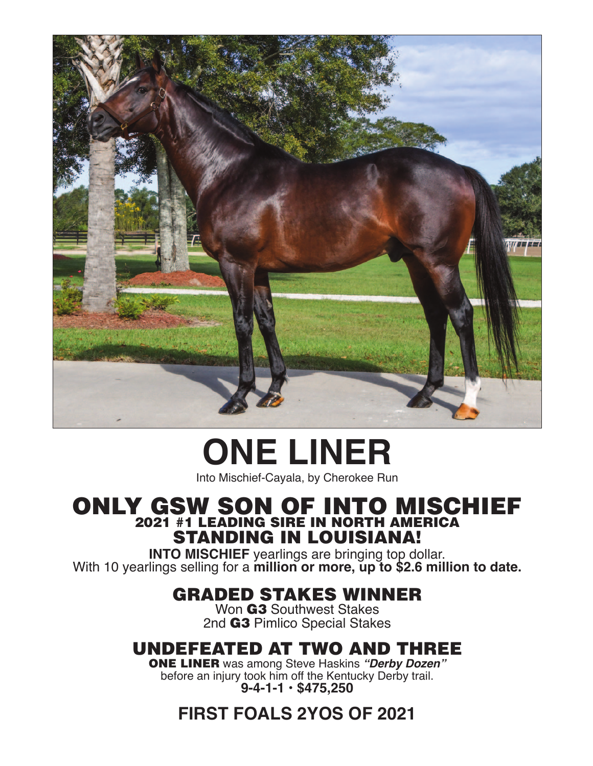# ONE LINER

Into Mischief-Cayala, by Cherokee Run

## ONLY GSW SON OF INTO MISCHIEF

### 2021 #1 LEADING SIRE IN NORTH AMERICA

## STANDING IN LOUISIANA!

**INTO MISCHIEF** yearlings are bringing top dollar.
With 10 yearlings selling for a **million or more, up to $2.6 million to date.**

## GRADED STAKES WINNER

Won **G3** Southwest Stakes
2nd **G3** Pimlico Special Stakes

## UNDEFEATED AT TWO AND THREE

**ONE LINER** was among Steve Haskins ***"Derby Dozen"***
before an injury took him off the Kentucky Derby trail.
**9-4-1-1 • $475,250**

## FIRST FOALS 2YOS OF 2021